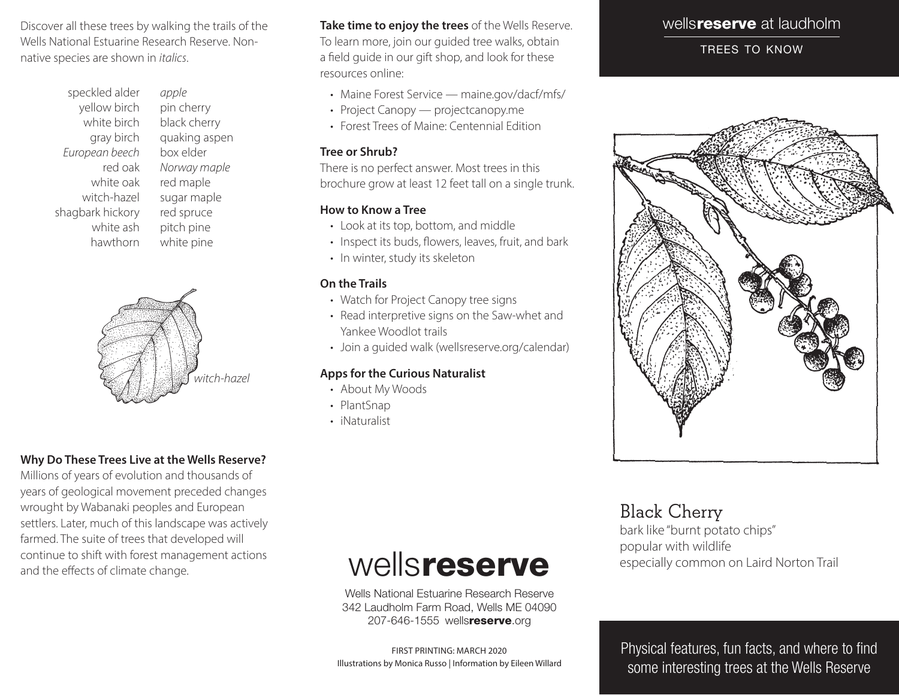Discover all these trees by walking the trails of the Wells National Estuarine Research Reserve. Non-native species are shown in *italics*.

speckled alder
yellow birch
white birch
gray birch
*European beech*
red oak
white oak
witch-hazel
shagbark hickory
white ash
hawthorn
*apple*
pin cherry
black cherry
quaking aspen
box elder
*Norway maple*
red maple
sugar maple
red spruce
pitch pine
white pine

*witch-hazel*

**Why Do These Trees Live at the Wells Reserve?**

Millions of years of evolution and thousands of years of geological movement preceded changes wrought by Wabanaki peoples and European settlers. Later, much of this landscape was actively farmed. The suite of trees that developed will continue to shift with forest management actions and the effects of climate change.

**Take time to enjoy the trees** of the Wells Reserve. To learn more, join our guided tree walks, obtain a field guide in our gift shop, and look for these resources online:

- Maine Forest Service — maine.gov/dacf/mfs/
- Project Canopy — projectcanopy.me
- Forest Trees of Maine: Centennial Edition

**Tree or Shrub?**

There is no perfect answer. Most trees in this brochure grow at least 12 feet tall on a single trunk.

**How to Know a Tree**

- Look at its top, bottom, and middle
- Inspect its buds, flowers, leaves, fruit, and bark
- In winter, study its skeleton

**On the Trails**

- Watch for Project Canopy tree signs
- Read interpretive signs on the Saw-whet and Yankee Woodlot trails
- Join a guided walk (wellsreserve.org/calendar)

**Apps for the Curious Naturalist**

- About My Woods
- PlantSnap
- iNaturalist

wells**reserve**

Wells National Estuarine Research Reserve
342 Laudholm Farm Road, Wells ME 04090
207-646-1555 wells**reserve**.org

FIRST PRINTING: MARCH 2020
Illustrations by Monica Russo | Information by Eileen Willard

# wells**reserve** at laudholm

## TREES TO KNOW

### Black Cherry

bark like "burnt potato chips"
popular with wildlife
especially common on Laird Norton Trail

Physical features, fun facts, and where to find some interesting trees at the Wells Reserve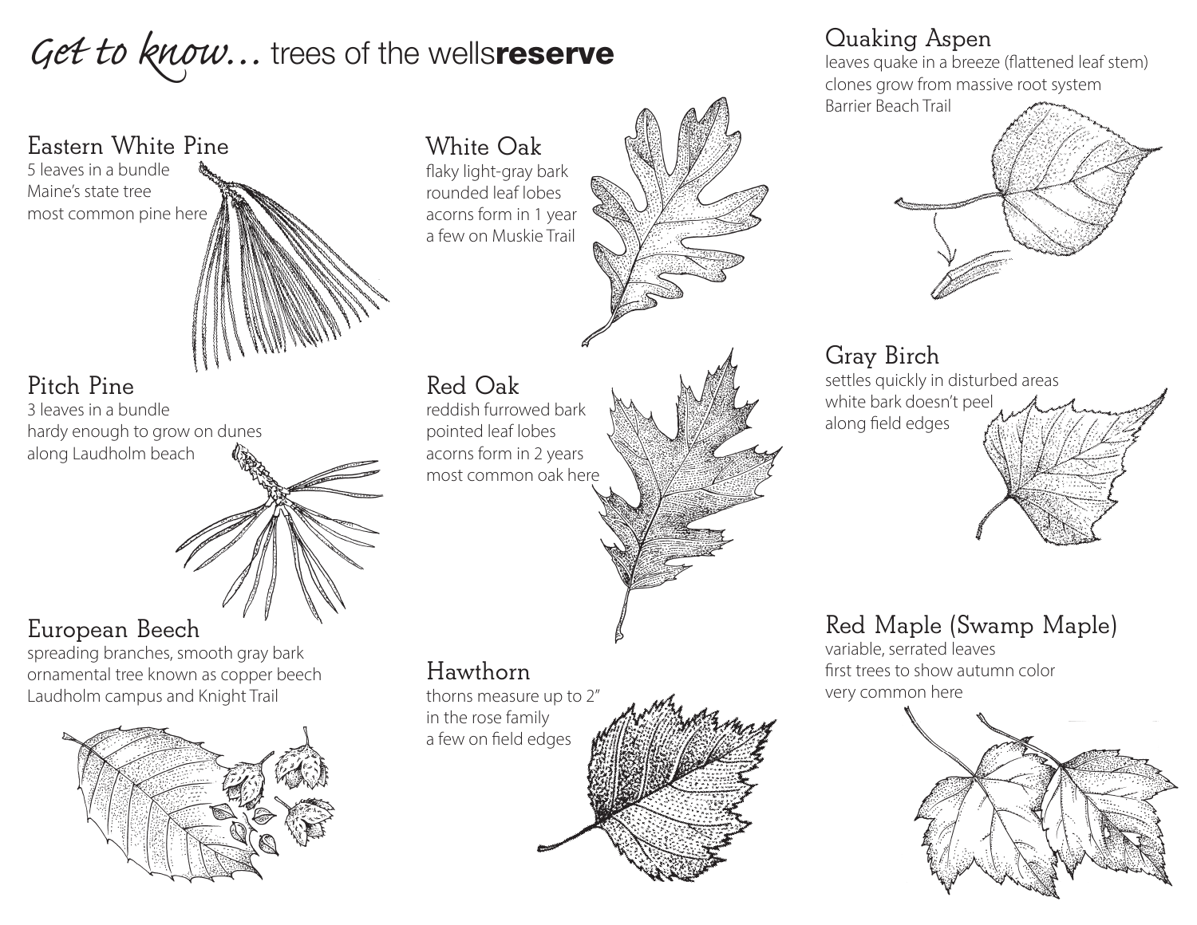# *Get to know...* trees of the wells**reserve**

## Eastern White Pine

5 leaves in a bundle
Maine's state tree
most common pine here

## Pitch Pine

3 leaves in a bundle
hardy enough to grow on dunes
along Laudholm beach

## European Beech

spreading branches, smooth gray bark
ornamental tree known as copper beech
Laudholm campus and Knight Trail

## White Oak

flaky light-gray bark
rounded leaf lobes
acorns form in 1 year
a few on Muskie Trail

## Red Oak

reddish furrowed bark
pointed leaf lobes
acorns form in 2 years
most common oak here

## Hawthorn

thorns measure up to 2"
in the rose family
a few on field edges

## Quaking Aspen

leaves quake in a breeze (flattened leaf stem)
clones grow from massive root system
Barrier Beach Trail

## Gray Birch

settles quickly in disturbed areas
white bark doesn't peel
along field edges

## Red Maple (Swamp Maple)

variable, serrated leaves
first trees to show autumn color
very common here